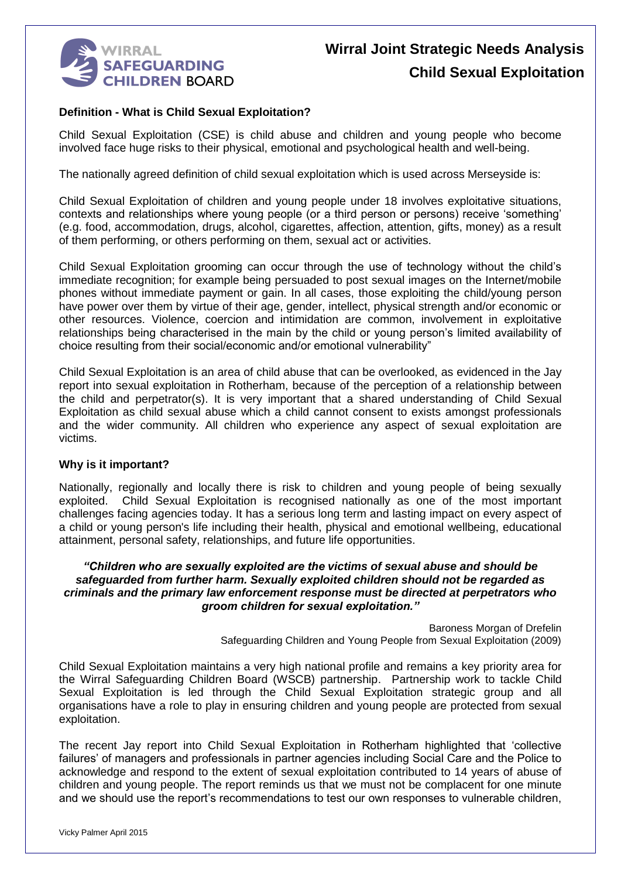# Wirral Joint Strategic Needs Analysis
## Child Sexual Exploitation

### Definition - What is Child Sexual Exploitation?

Child Sexual Exploitation (CSE) is child abuse and children and young people who become involved face huge risks to their physical, emotional and psychological health and well-being.

The nationally agreed definition of child sexual exploitation which is used across Merseyside is:

Child Sexual Exploitation of children and young people under 18 involves exploitative situations, contexts and relationships where young people (or a third person or persons) receive 'something' (e.g. food, accommodation, drugs, alcohol, cigarettes, affection, attention, gifts, money) as a result of them performing, or others performing on them, sexual act or activities.

Child Sexual Exploitation grooming can occur through the use of technology without the child's immediate recognition; for example being persuaded to post sexual images on the Internet/mobile phones without immediate payment or gain. In all cases, those exploiting the child/young person have power over them by virtue of their age, gender, intellect, physical strength and/or economic or other resources. Violence, coercion and intimidation are common, involvement in exploitative relationships being characterised in the main by the child or young person's limited availability of choice resulting from their social/economic and/or emotional vulnerability"

Child Sexual Exploitation is an area of child abuse that can be overlooked, as evidenced in the Jay report into sexual exploitation in Rotherham, because of the perception of a relationship between the child and perpetrator(s). It is very important that a shared understanding of Child Sexual Exploitation as child sexual abuse which a child cannot consent to exists amongst professionals and the wider community. All children who experience any aspect of sexual exploitation are victims.

### Why is it important?

Nationally, regionally and locally there is risk to children and young people of being sexually exploited. Child Sexual Exploitation is recognised nationally as one of the most important challenges facing agencies today. It has a serious long term and lasting impact on every aspect of a child or young person's life including their health, physical and emotional wellbeing, educational attainment, personal safety, relationships, and future life opportunities.

***"Children who are sexually exploited are the victims of sexual abuse and should be safeguarded from further harm. Sexually exploited children should not be regarded as criminals and the primary law enforcement response must be directed at perpetrators who groom children for sexual exploitation."***

Baroness Morgan of Drefelin
Safeguarding Children and Young People from Sexual Exploitation (2009)

Child Sexual Exploitation maintains a very high national profile and remains a key priority area for the Wirral Safeguarding Children Board (WSCB) partnership. Partnership work to tackle Child Sexual Exploitation is led through the Child Sexual Exploitation strategic group and all organisations have a role to play in ensuring children and young people are protected from sexual exploitation.

The recent Jay report into Child Sexual Exploitation in Rotherham highlighted that 'collective failures' of managers and professionals in partner agencies including Social Care and the Police to acknowledge and respond to the extent of sexual exploitation contributed to 14 years of abuse of children and young people. The report reminds us that we must not be complacent for one minute and we should use the report's recommendations to test our own responses to vulnerable children,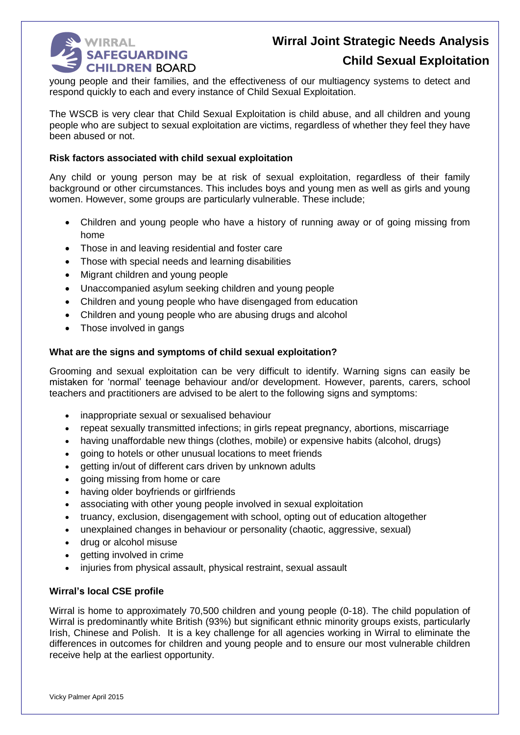young people and their families, and the effectiveness of our multiagency systems to detect and respond quickly to each and every instance of Child Sexual Exploitation.

The WSCB is very clear that Child Sexual Exploitation is child abuse, and all children and young people who are subject to sexual exploitation are victims, regardless of whether they feel they have been abused or not.

**Risk factors associated with child sexual exploitation**

Any child or young person may be at risk of sexual exploitation, regardless of their family background or other circumstances. This includes boys and young men as well as girls and young women. However, some groups are particularly vulnerable. These include;

- Children and young people who have a history of running away or of going missing from home
- Those in and leaving residential and foster care
- Those with special needs and learning disabilities
- Migrant children and young people
- Unaccompanied asylum seeking children and young people
- Children and young people who have disengaged from education
- Children and young people who are abusing drugs and alcohol
- Those involved in gangs

**What are the signs and symptoms of child sexual exploitation?**

Grooming and sexual exploitation can be very difficult to identify. Warning signs can easily be mistaken for 'normal' teenage behaviour and/or development. However, parents, carers, school teachers and practitioners are advised to be alert to the following signs and symptoms:

- inappropriate sexual or sexualised behaviour
- repeat sexually transmitted infections; in girls repeat pregnancy, abortions, miscarriage
- having unaffordable new things (clothes, mobile) or expensive habits (alcohol, drugs)
- going to hotels or other unusual locations to meet friends
- getting in/out of different cars driven by unknown adults
- going missing from home or care
- having older boyfriends or girlfriends
- associating with other young people involved in sexual exploitation
- truancy, exclusion, disengagement with school, opting out of education altogether
- unexplained changes in behaviour or personality (chaotic, aggressive, sexual)
- drug or alcohol misuse
- getting involved in crime
- injuries from physical assault, physical restraint, sexual assault

**Wirral's local CSE profile**

Wirral is home to approximately 70,500 children and young people (0-18). The child population of Wirral is predominantly white British (93%) but significant ethnic minority groups exists, particularly Irish, Chinese and Polish. It is a key challenge for all agencies working in Wirral to eliminate the differences in outcomes for children and young people and to ensure our most vulnerable children receive help at the earliest opportunity.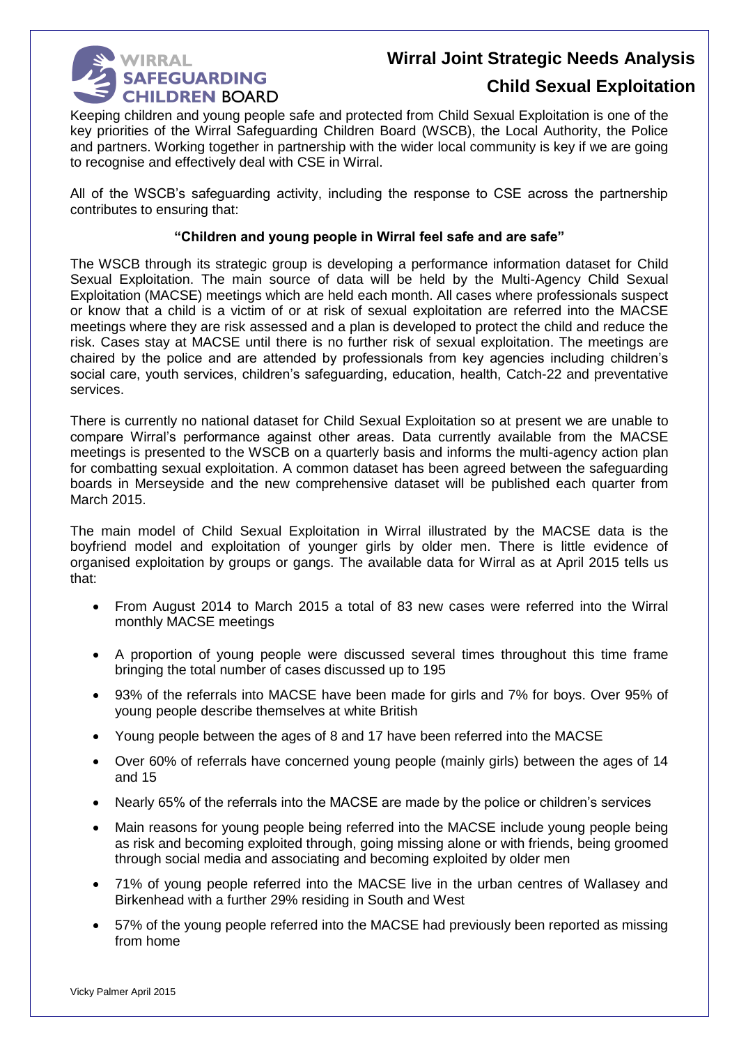# Wirral Joint Strategic Needs Analysis

## Child Sexual Exploitation

Keeping children and young people safe and protected from Child Sexual Exploitation is one of the key priorities of the Wirral Safeguarding Children Board (WSCB), the Local Authority, the Police and partners. Working together in partnership with the wider local community is key if we are going to recognise and effectively deal with CSE in Wirral.

All of the WSCB's safeguarding activity, including the response to CSE across the partnership contributes to ensuring that:

**"Children and young people in Wirral feel safe and are safe"**

The WSCB through its strategic group is developing a performance information dataset for Child Sexual Exploitation. The main source of data will be held by the Multi-Agency Child Sexual Exploitation (MACSE) meetings which are held each month. All cases where professionals suspect or know that a child is a victim of or at risk of sexual exploitation are referred into the MACSE meetings where they are risk assessed and a plan is developed to protect the child and reduce the risk. Cases stay at MACSE until there is no further risk of sexual exploitation. The meetings are chaired by the police and are attended by professionals from key agencies including children's social care, youth services, children's safeguarding, education, health, Catch-22 and preventative services.

There is currently no national dataset for Child Sexual Exploitation so at present we are unable to compare Wirral's performance against other areas. Data currently available from the MACSE meetings is presented to the WSCB on a quarterly basis and informs the multi-agency action plan for combatting sexual exploitation. A common dataset has been agreed between the safeguarding boards in Merseyside and the new comprehensive dataset will be published each quarter from March 2015.

The main model of Child Sexual Exploitation in Wirral illustrated by the MACSE data is the boyfriend model and exploitation of younger girls by older men. There is little evidence of organised exploitation by groups or gangs. The available data for Wirral as at April 2015 tells us that:

- From August 2014 to March 2015 a total of 83 new cases were referred into the Wirral monthly MACSE meetings
- A proportion of young people were discussed several times throughout this time frame bringing the total number of cases discussed up to 195
- 93% of the referrals into MACSE have been made for girls and 7% for boys. Over 95% of young people describe themselves at white British
- Young people between the ages of 8 and 17 have been referred into the MACSE
- Over 60% of referrals have concerned young people (mainly girls) between the ages of 14 and 15
- Nearly 65% of the referrals into the MACSE are made by the police or children's services
- Main reasons for young people being referred into the MACSE include young people being as risk and becoming exploited through, going missing alone or with friends, being groomed through social media and associating and becoming exploited by older men
- 71% of young people referred into the MACSE live in the urban centres of Wallasey and Birkenhead with a further 29% residing in South and West
- 57% of the young people referred into the MACSE had previously been reported as missing from home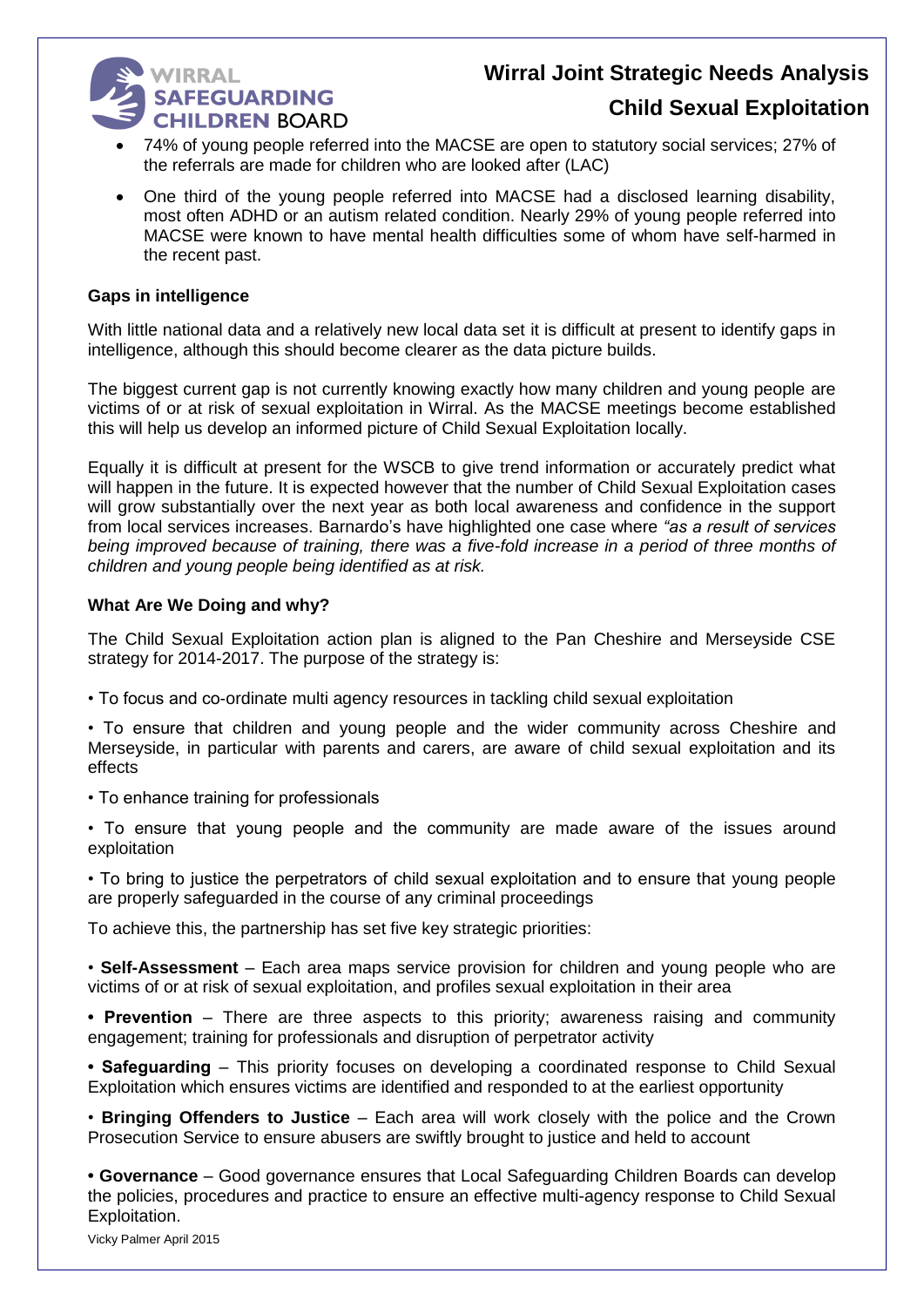- 74% of young people referred into the MACSE are open to statutory social services; 27% of the referrals are made for children who are looked after (LAC)
- One third of the young people referred into MACSE had a disclosed learning disability, most often ADHD or an autism related condition. Nearly 29% of young people referred into MACSE were known to have mental health difficulties some of whom have self-harmed in the recent past.

**Gaps in intelligence**

With little national data and a relatively new local data set it is difficult at present to identify gaps in intelligence, although this should become clearer as the data picture builds.

The biggest current gap is not currently knowing exactly how many children and young people are victims of or at risk of sexual exploitation in Wirral. As the MACSE meetings become established this will help us develop an informed picture of Child Sexual Exploitation locally.

Equally it is difficult at present for the WSCB to give trend information or accurately predict what will happen in the future. It is expected however that the number of Child Sexual Exploitation cases will grow substantially over the next year as both local awareness and confidence in the support from local services increases. Barnardo's have highlighted one case where *"as a result of services being improved because of training, there was a five-fold increase in a period of three months of children and young people being identified as at risk.*

**What Are We Doing and why?**

The Child Sexual Exploitation action plan is aligned to the Pan Cheshire and Merseyside CSE strategy for 2014-2017. The purpose of the strategy is:

• To focus and co-ordinate multi agency resources in tackling child sexual exploitation

• To ensure that children and young people and the wider community across Cheshire and Merseyside, in particular with parents and carers, are aware of child sexual exploitation and its effects

• To enhance training for professionals

• To ensure that young people and the community are made aware of the issues around exploitation

• To bring to justice the perpetrators of child sexual exploitation and to ensure that young people are properly safeguarded in the course of any criminal proceedings

To achieve this, the partnership has set five key strategic priorities:

• **Self-Assessment** – Each area maps service provision for children and young people who are victims of or at risk of sexual exploitation, and profiles sexual exploitation in their area

• **Prevention** – There are three aspects to this priority; awareness raising and community engagement; training for professionals and disruption of perpetrator activity

• **Safeguarding** – This priority focuses on developing a coordinated response to Child Sexual Exploitation which ensures victims are identified and responded to at the earliest opportunity

• **Bringing Offenders to Justice** – Each area will work closely with the police and the Crown Prosecution Service to ensure abusers are swiftly brought to justice and held to account

• **Governance** – Good governance ensures that Local Safeguarding Children Boards can develop the policies, procedures and practice to ensure an effective multi-agency response to Child Sexual Exploitation.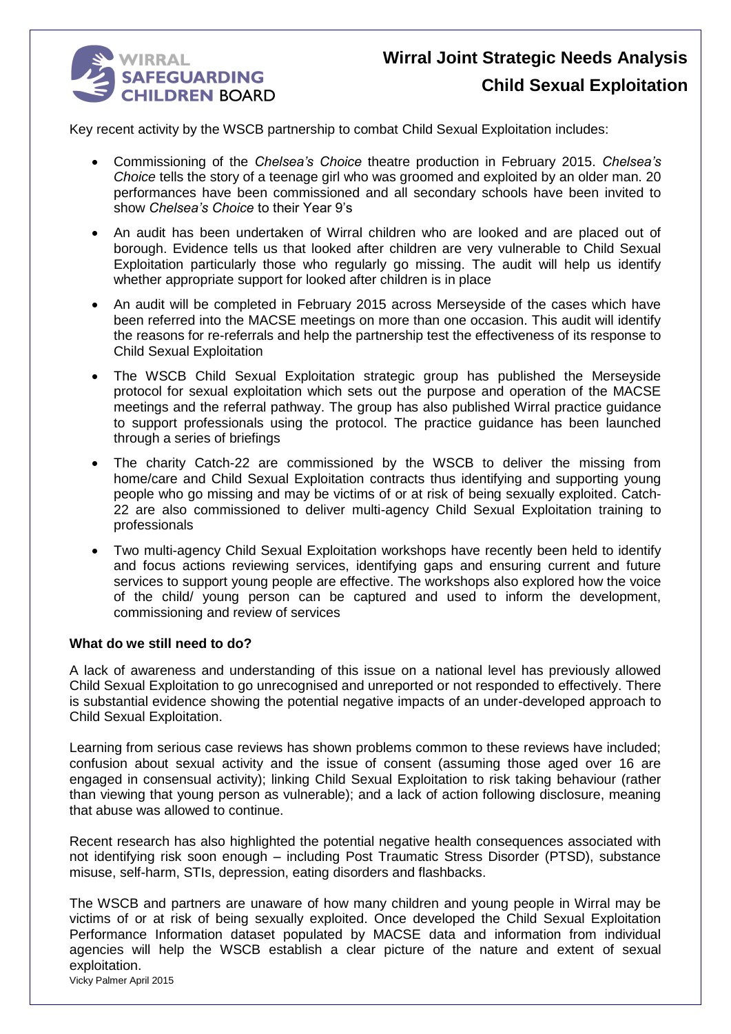Key recent activity by the WSCB partnership to combat Child Sexual Exploitation includes:

- Commissioning of the *Chelsea's Choice* theatre production in February 2015. *Chelsea's Choice* tells the story of a teenage girl who was groomed and exploited by an older man. 20 performances have been commissioned and all secondary schools have been invited to show *Chelsea's Choice* to their Year 9's
- An audit has been undertaken of Wirral children who are looked and are placed out of borough. Evidence tells us that looked after children are very vulnerable to Child Sexual Exploitation particularly those who regularly go missing. The audit will help us identify whether appropriate support for looked after children is in place
- An audit will be completed in February 2015 across Merseyside of the cases which have been referred into the MACSE meetings on more than one occasion. This audit will identify the reasons for re-referrals and help the partnership test the effectiveness of its response to Child Sexual Exploitation
- The WSCB Child Sexual Exploitation strategic group has published the Merseyside protocol for sexual exploitation which sets out the purpose and operation of the MACSE meetings and the referral pathway. The group has also published Wirral practice guidance to support professionals using the protocol. The practice guidance has been launched through a series of briefings
- The charity Catch-22 are commissioned by the WSCB to deliver the missing from home/care and Child Sexual Exploitation contracts thus identifying and supporting young people who go missing and may be victims of or at risk of being sexually exploited. Catch-22 are also commissioned to deliver multi-agency Child Sexual Exploitation training to professionals
- Two multi-agency Child Sexual Exploitation workshops have recently been held to identify and focus actions reviewing services, identifying gaps and ensuring current and future services to support young people are effective. The workshops also explored how the voice of the child/ young person can be captured and used to inform the development, commissioning and review of services

**What do we still need to do?**

A lack of awareness and understanding of this issue on a national level has previously allowed Child Sexual Exploitation to go unrecognised and unreported or not responded to effectively. There is substantial evidence showing the potential negative impacts of an under-developed approach to Child Sexual Exploitation.

Learning from serious case reviews has shown problems common to these reviews have included; confusion about sexual activity and the issue of consent (assuming those aged over 16 are engaged in consensual activity); linking Child Sexual Exploitation to risk taking behaviour (rather than viewing that young person as vulnerable); and a lack of action following disclosure, meaning that abuse was allowed to continue.

Recent research has also highlighted the potential negative health consequences associated with not identifying risk soon enough – including Post Traumatic Stress Disorder (PTSD), substance misuse, self-harm, STIs, depression, eating disorders and flashbacks.

The WSCB and partners are unaware of how many children and young people in Wirral may be victims of or at risk of being sexually exploited. Once developed the Child Sexual Exploitation Performance Information dataset populated by MACSE data and information from individual agencies will help the WSCB establish a clear picture of the nature and extent of sexual exploitation.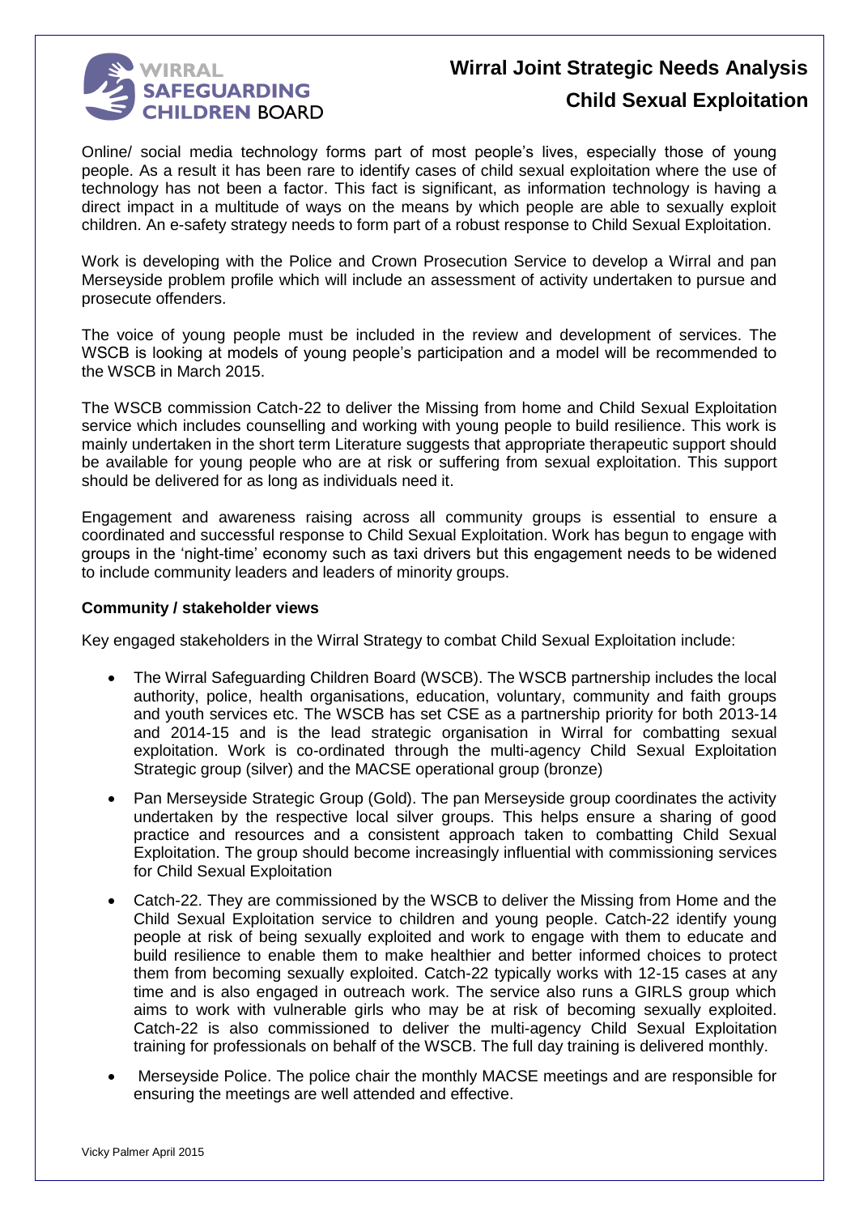Online/ social media technology forms part of most people's lives, especially those of young people. As a result it has been rare to identify cases of child sexual exploitation where the use of technology has not been a factor. This fact is significant, as information technology is having a direct impact in a multitude of ways on the means by which people are able to sexually exploit children. An e-safety strategy needs to form part of a robust response to Child Sexual Exploitation.

Work is developing with the Police and Crown Prosecution Service to develop a Wirral and pan Merseyside problem profile which will include an assessment of activity undertaken to pursue and prosecute offenders.

The voice of young people must be included in the review and development of services. The WSCB is looking at models of young people's participation and a model will be recommended to the WSCB in March 2015.

The WSCB commission Catch-22 to deliver the Missing from home and Child Sexual Exploitation service which includes counselling and working with young people to build resilience. This work is mainly undertaken in the short term Literature suggests that appropriate therapeutic support should be available for young people who are at risk or suffering from sexual exploitation. This support should be delivered for as long as individuals need it.

Engagement and awareness raising across all community groups is essential to ensure a coordinated and successful response to Child Sexual Exploitation. Work has begun to engage with groups in the 'night-time' economy such as taxi drivers but this engagement needs to be widened to include community leaders and leaders of minority groups.

**Community / stakeholder views**

Key engaged stakeholders in the Wirral Strategy to combat Child Sexual Exploitation include:

- The Wirral Safeguarding Children Board (WSCB). The WSCB partnership includes the local authority, police, health organisations, education, voluntary, community and faith groups and youth services etc. The WSCB has set CSE as a partnership priority for both 2013-14 and 2014-15 and is the lead strategic organisation in Wirral for combatting sexual exploitation. Work is co-ordinated through the multi-agency Child Sexual Exploitation Strategic group (silver) and the MACSE operational group (bronze)
- Pan Merseyside Strategic Group (Gold). The pan Merseyside group coordinates the activity undertaken by the respective local silver groups. This helps ensure a sharing of good practice and resources and a consistent approach taken to combatting Child Sexual Exploitation. The group should become increasingly influential with commissioning services for Child Sexual Exploitation
- Catch-22. They are commissioned by the WSCB to deliver the Missing from Home and the Child Sexual Exploitation service to children and young people. Catch-22 identify young people at risk of being sexually exploited and work to engage with them to educate and build resilience to enable them to make healthier and better informed choices to protect them from becoming sexually exploited. Catch-22 typically works with 12-15 cases at any time and is also engaged in outreach work. The service also runs a GIRLS group which aims to work with vulnerable girls who may be at risk of becoming sexually exploited. Catch-22 is also commissioned to deliver the multi-agency Child Sexual Exploitation training for professionals on behalf of the WSCB. The full day training is delivered monthly.
- Merseyside Police. The police chair the monthly MACSE meetings and are responsible for ensuring the meetings are well attended and effective.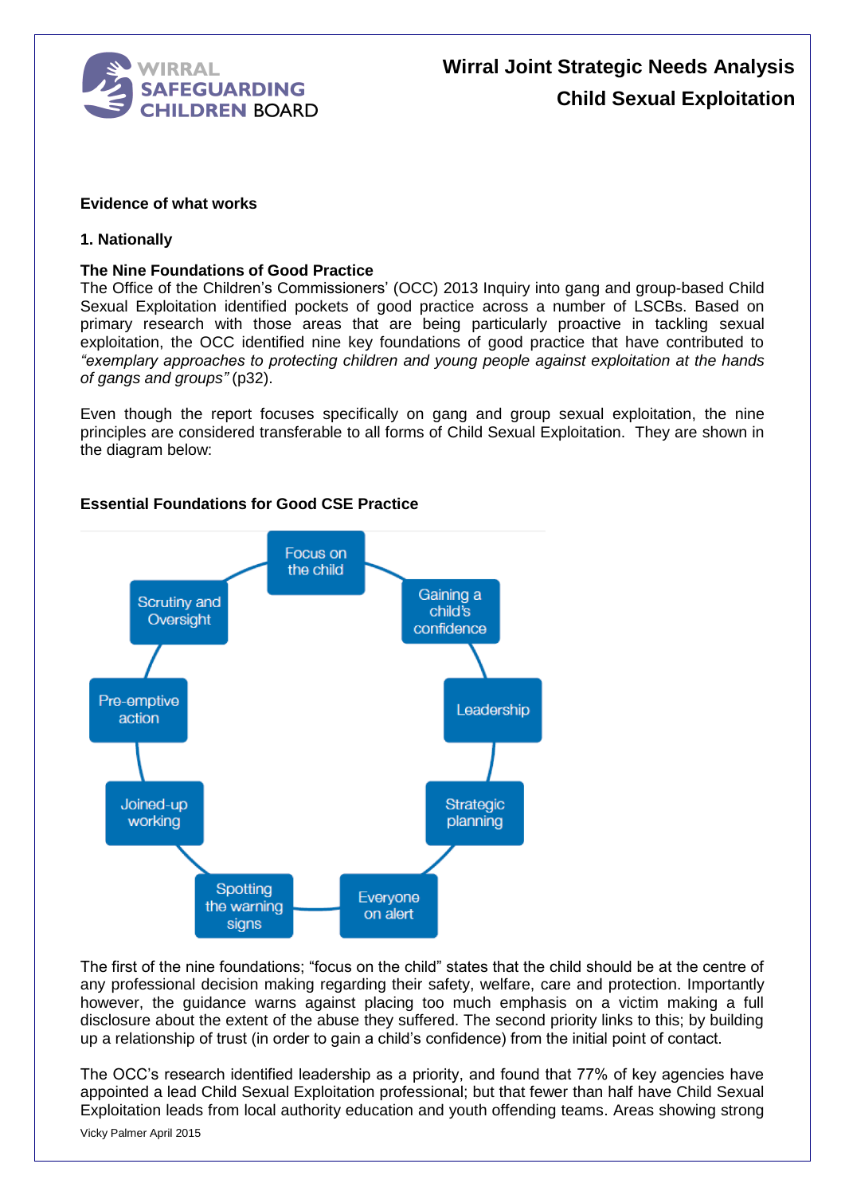**Evidence of what works**

**1. Nationally**

**The Nine Foundations of Good Practice**

The Office of the Children's Commissioners' (OCC) 2013 Inquiry into gang and group-based Child Sexual Exploitation identified pockets of good practice across a number of LSCBs. Based on primary research with those areas that are being particularly proactive in tackling sexual exploitation, the OCC identified nine key foundations of good practice that have contributed to *"exemplary approaches to protecting children and young people against exploitation at the hands of gangs and groups"* (p32).

Even though the report focuses specifically on gang and group sexual exploitation, the nine principles are considered transferable to all forms of Child Sexual Exploitation. They are shown in the diagram below:

**Essential Foundations for Good CSE Practice**

- Focus on the child
- Gaining a child's confidence
- Leadership
- Strategic planning
- Everyone on alert
- Spotting the warning signs
- Joined-up working
- Pre-emptive action
- Scrutiny and Oversight

The first of the nine foundations; "focus on the child" states that the child should be at the centre of any professional decision making regarding their safety, welfare, care and protection. Importantly however, the guidance warns against placing too much emphasis on a victim making a full disclosure about the extent of the abuse they suffered. The second priority links to this; by building up a relationship of trust (in order to gain a child's confidence) from the initial point of contact.

The OCC's research identified leadership as a priority, and found that 77% of key agencies have appointed a lead Child Sexual Exploitation professional; but that fewer than half have Child Sexual Exploitation leads from local authority education and youth offending teams. Areas showing strong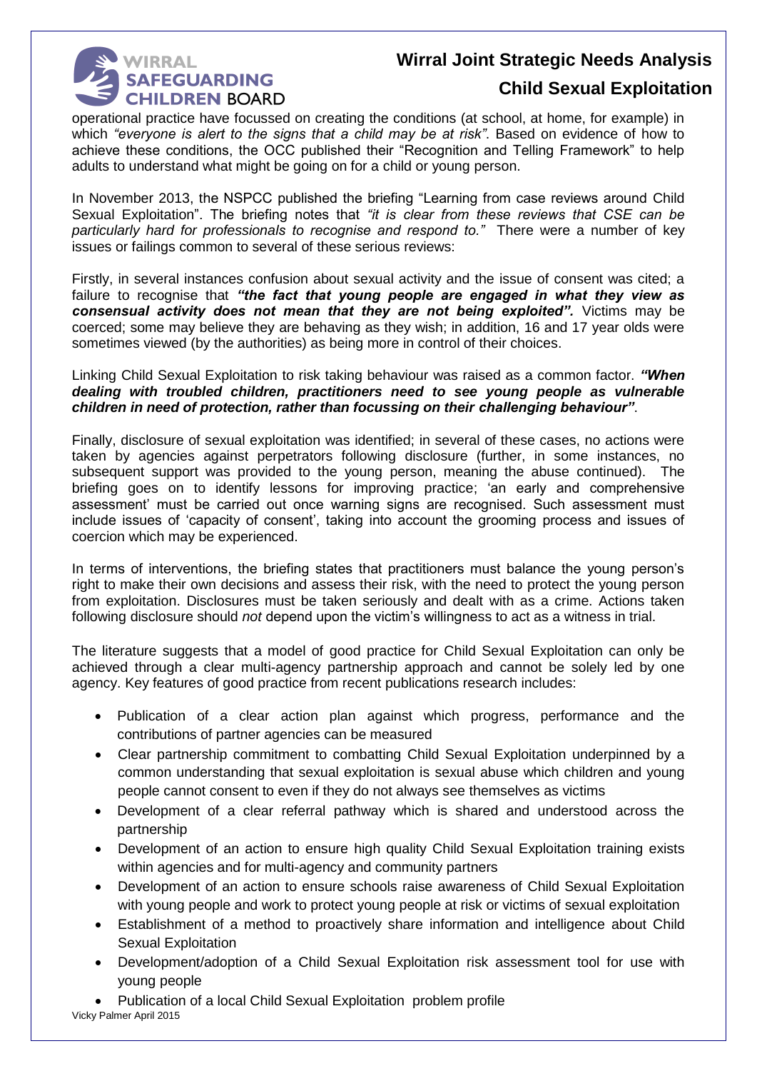operational practice have focussed on creating the conditions (at school, at home, for example) in which *"everyone is alert to the signs that a child may be at risk"*. Based on evidence of how to achieve these conditions, the OCC published their "Recognition and Telling Framework" to help adults to understand what might be going on for a child or young person.

In November 2013, the NSPCC published the briefing "Learning from case reviews around Child Sexual Exploitation". The briefing notes that *"it is clear from these reviews that CSE can be particularly hard for professionals to recognise and respond to."* There were a number of key issues or failings common to several of these serious reviews:

Firstly, in several instances confusion about sexual activity and the issue of consent was cited; a failure to recognise that ***"the fact that young people are engaged in what they view as consensual activity does not mean that they are not being exploited".*** Victims may be coerced; some may believe they are behaving as they wish; in addition, 16 and 17 year olds were sometimes viewed (by the authorities) as being more in control of their choices.

Linking Child Sexual Exploitation to risk taking behaviour was raised as a common factor. ***"When dealing with troubled children, practitioners need to see young people as vulnerable children in need of protection, rather than focussing on their challenging behaviour"***.

Finally, disclosure of sexual exploitation was identified; in several of these cases, no actions were taken by agencies against perpetrators following disclosure (further, in some instances, no subsequent support was provided to the young person, meaning the abuse continued). The briefing goes on to identify lessons for improving practice; 'an early and comprehensive assessment' must be carried out once warning signs are recognised. Such assessment must include issues of 'capacity of consent', taking into account the grooming process and issues of coercion which may be experienced.

In terms of interventions, the briefing states that practitioners must balance the young person's right to make their own decisions and assess their risk, with the need to protect the young person from exploitation. Disclosures must be taken seriously and dealt with as a crime. Actions taken following disclosure should *not* depend upon the victim's willingness to act as a witness in trial.

The literature suggests that a model of good practice for Child Sexual Exploitation can only be achieved through a clear multi-agency partnership approach and cannot be solely led by one agency. Key features of good practice from recent publications research includes:

- Publication of a clear action plan against which progress, performance and the contributions of partner agencies can be measured
- Clear partnership commitment to combatting Child Sexual Exploitation underpinned by a common understanding that sexual exploitation is sexual abuse which children and young people cannot consent to even if they do not always see themselves as victims
- Development of a clear referral pathway which is shared and understood across the partnership
- Development of an action to ensure high quality Child Sexual Exploitation training exists within agencies and for multi-agency and community partners
- Development of an action to ensure schools raise awareness of Child Sexual Exploitation with young people and work to protect young people at risk or victims of sexual exploitation
- Establishment of a method to proactively share information and intelligence about Child Sexual Exploitation
- Development/adoption of a Child Sexual Exploitation risk assessment tool for use with young people
- Publication of a local Child Sexual Exploitation problem profile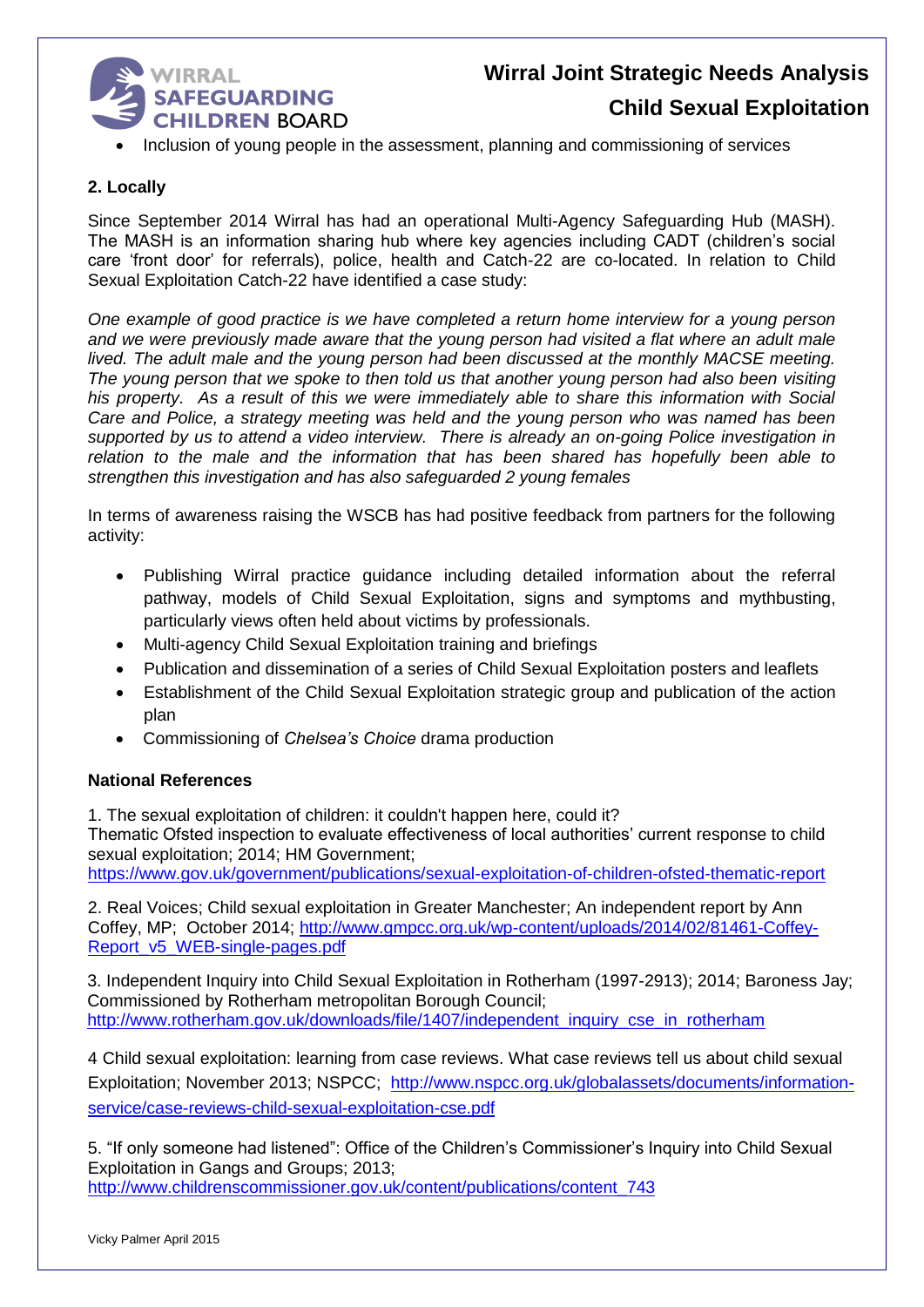- Inclusion of young people in the assessment, planning and commissioning of services

**2. Locally**

Since September 2014 Wirral has had an operational Multi-Agency Safeguarding Hub (MASH). The MASH is an information sharing hub where key agencies including CADT (children's social care 'front door' for referrals), police, health and Catch-22 are co-located. In relation to Child Sexual Exploitation Catch-22 have identified a case study:

*One example of good practice is we have completed a return home interview for a young person and we were previously made aware that the young person had visited a flat where an adult male lived. The adult male and the young person had been discussed at the monthly MACSE meeting. The young person that we spoke to then told us that another young person had also been visiting his property. As a result of this we were immediately able to share this information with Social Care and Police, a strategy meeting was held and the young person who was named has been supported by us to attend a video interview. There is already an on-going Police investigation in relation to the male and the information that has been shared has hopefully been able to strengthen this investigation and has also safeguarded 2 young females*

In terms of awareness raising the WSCB has had positive feedback from partners for the following activity:

- Publishing Wirral practice guidance including detailed information about the referral pathway, models of Child Sexual Exploitation, signs and symptoms and mythbusting, particularly views often held about victims by professionals.
- Multi-agency Child Sexual Exploitation training and briefings
- Publication and dissemination of a series of Child Sexual Exploitation posters and leaflets
- Establishment of the Child Sexual Exploitation strategic group and publication of the action plan
- Commissioning of *Chelsea's Choice* drama production

**National References**

1. The sexual exploitation of children: it couldn't happen here, could it?
Thematic Ofsted inspection to evaluate effectiveness of local authorities' current response to child sexual exploitation; 2014; HM Government;
https://www.gov.uk/government/publications/sexual-exploitation-of-children-ofsted-thematic-report

2. Real Voices; Child sexual exploitation in Greater Manchester; An independent report by Ann Coffey, MP; October 2014; http://www.gmpcc.org.uk/wp-content/uploads/2014/02/81461-Coffey-Report_v5_WEB-single-pages.pdf

3. Independent Inquiry into Child Sexual Exploitation in Rotherham (1997-2913); 2014; Baroness Jay; Commissioned by Rotherham metropolitan Borough Council;
http://www.rotherham.gov.uk/downloads/file/1407/independent_inquiry_cse_in_rotherham

4 Child sexual exploitation: learning from case reviews. What case reviews tell us about child sexual Exploitation; November 2013; NSPCC; http://www.nspcc.org.uk/globalassets/documents/information-service/case-reviews-child-sexual-exploitation-cse.pdf

5. "If only someone had listened": Office of the Children's Commissioner's Inquiry into Child Sexual Exploitation in Gangs and Groups; 2013;
http://www.childrenscommissioner.gov.uk/content/publications/content_743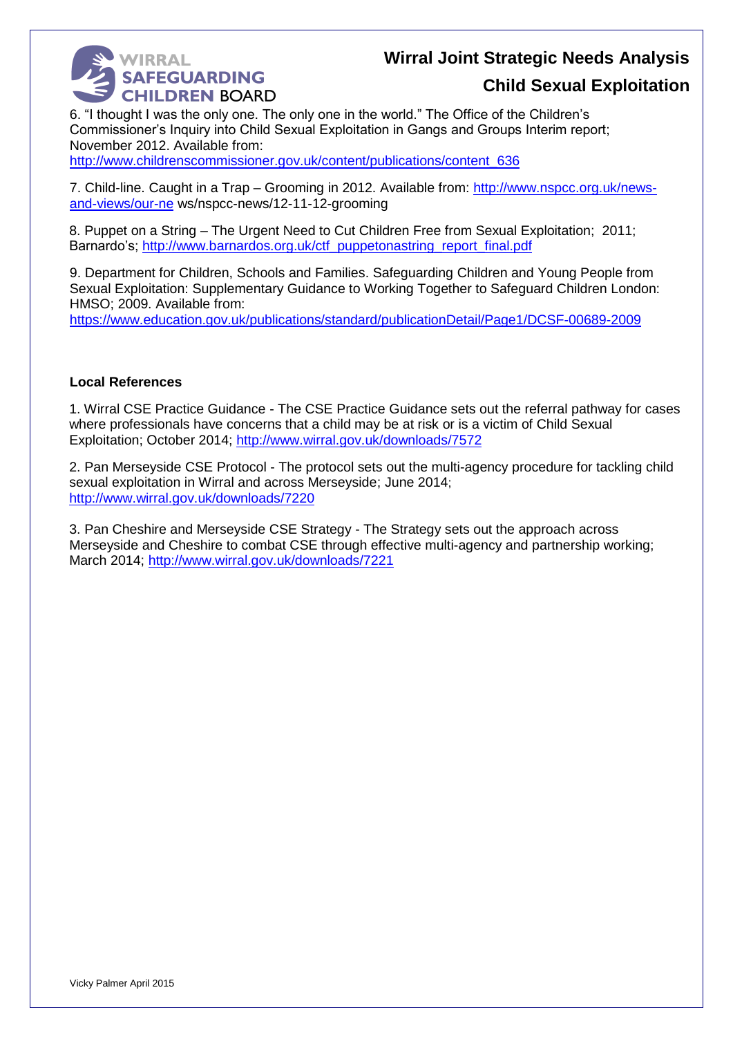6. “I thought I was the only one. The only one in the world.” The Office of the Children’s Commissioner’s Inquiry into Child Sexual Exploitation in Gangs and Groups Interim report; November 2012. Available from: http://www.childrenscommissioner.gov.uk/content/publications/content_636

7. Child-line. Caught in a Trap – Grooming in 2012. Available from: http://www.nspcc.org.uk/news-and-views/our-ne ws/nspcc-news/12-11-12-grooming

8. Puppet on a String – The Urgent Need to Cut Children Free from Sexual Exploitation; 2011; Barnardo’s; http://www.barnardos.org.uk/ctf_puppetonastring_report_final.pdf

9. Department for Children, Schools and Families. Safeguarding Children and Young People from Sexual Exploitation: Supplementary Guidance to Working Together to Safeguard Children London: HMSO; 2009. Available from: https://www.education.gov.uk/publications/standard/publicationDetail/Page1/DCSF-00689-2009

**Local References**

1. Wirral CSE Practice Guidance - The CSE Practice Guidance sets out the referral pathway for cases where professionals have concerns that a child may be at risk or is a victim of Child Sexual Exploitation; October 2014; http://www.wirral.gov.uk/downloads/7572

2. Pan Merseyside CSE Protocol - The protocol sets out the multi-agency procedure for tackling child sexual exploitation in Wirral and across Merseyside; June 2014; http://www.wirral.gov.uk/downloads/7220

3. Pan Cheshire and Merseyside CSE Strategy - The Strategy sets out the approach across Merseyside and Cheshire to combat CSE through effective multi-agency and partnership working; March 2014; http://www.wirral.gov.uk/downloads/7221